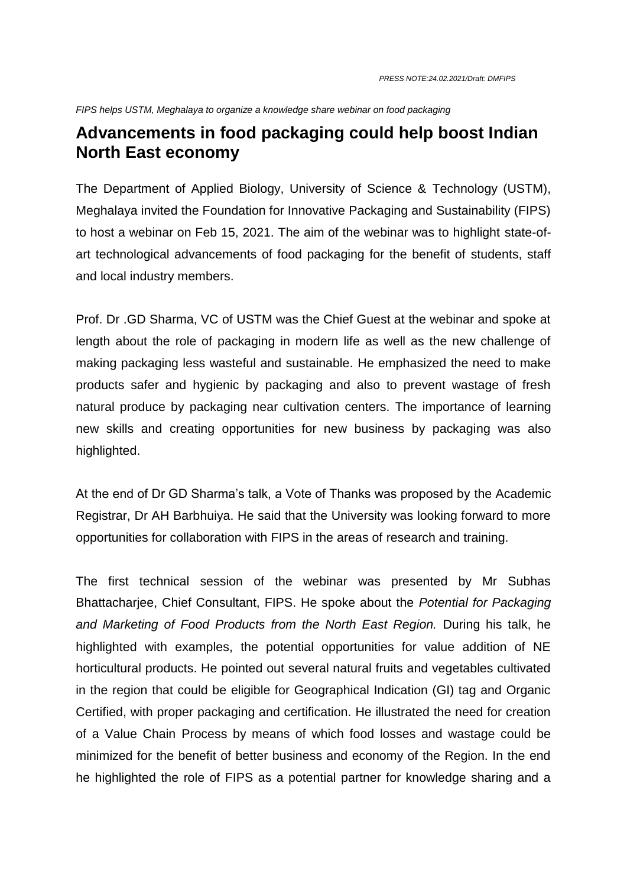*PRESS NOTE:24.02.2021/Draft: DMFIPS*

*FIPS helps USTM, Meghalaya to organize a knowledge share webinar on food packaging*

# Advancements in food packaging could help boost Indian North East economy

The Department of Applied Biology, University of Science & Technology (USTM), Meghalaya invited the Foundation for Innovative Packaging and Sustainability (FIPS) to host a webinar on Feb 15, 2021. The aim of the webinar was to highlight state-of-art technological advancements of food packaging for the benefit of students, staff and local industry members.

Prof. Dr .GD Sharma, VC of USTM was the Chief Guest at the webinar and spoke at length about the role of packaging in modern life as well as the new challenge of making packaging less wasteful and sustainable. He emphasized the need to make products safer and hygienic by packaging and also to prevent wastage of fresh natural produce by packaging near cultivation centers. The importance of learning new skills and creating opportunities for new business by packaging was also highlighted.

At the end of Dr GD Sharma's talk, a Vote of Thanks was proposed by the Academic Registrar, Dr AH Barbhuiya. He said that the University was looking forward to more opportunities for collaboration with FIPS in the areas of research and training.

The first technical session of the webinar was presented by Mr Subhas Bhattacharjee, Chief Consultant, FIPS. He spoke about the *Potential for Packaging and Marketing of Food Products from the North East Region.* During his talk, he highlighted with examples, the potential opportunities for value addition of NE horticultural products. He pointed out several natural fruits and vegetables cultivated in the region that could be eligible for Geographical Indication (GI) tag and Organic Certified, with proper packaging and certification. He illustrated the need for creation of a Value Chain Process by means of which food losses and wastage could be minimized for the benefit of better business and economy of the Region. In the end he highlighted the role of FIPS as a potential partner for knowledge sharing and a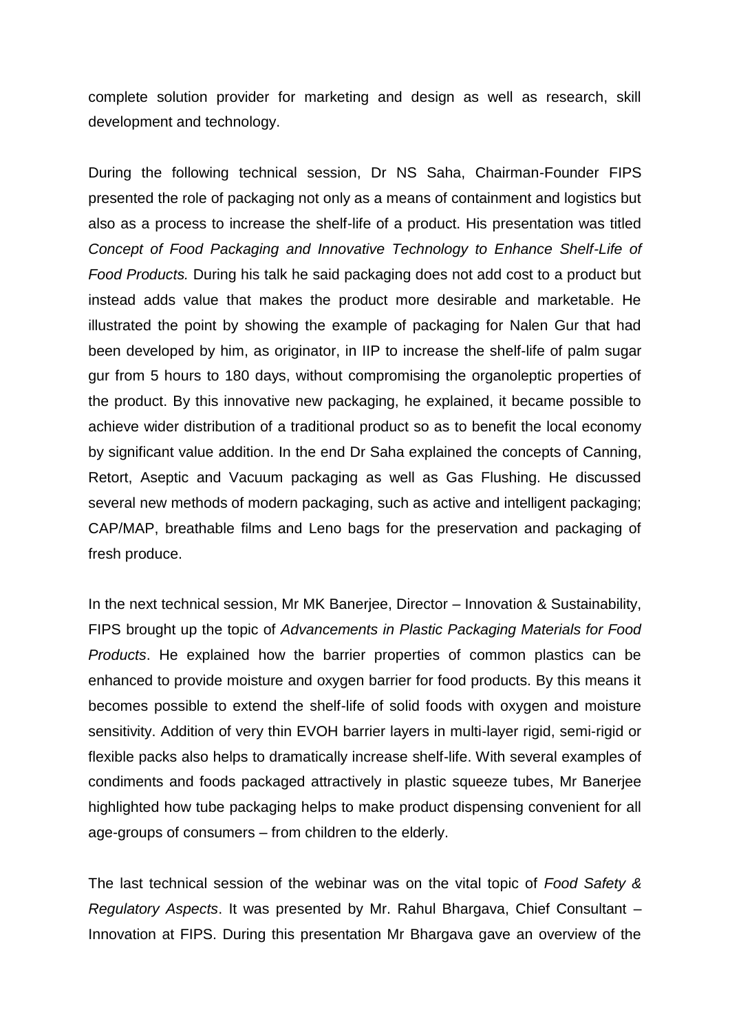complete solution provider for marketing and design as well as research, skill development and technology.

During the following technical session, Dr NS Saha, Chairman-Founder FIPS presented the role of packaging not only as a means of containment and logistics but also as a process to increase the shelf-life of a product. His presentation was titled *Concept of Food Packaging and Innovative Technology to Enhance Shelf-Life of Food Products.* During his talk he said packaging does not add cost to a product but instead adds value that makes the product more desirable and marketable. He illustrated the point by showing the example of packaging for Nalen Gur that had been developed by him, as originator, in IIP to increase the shelf-life of palm sugar gur from 5 hours to 180 days, without compromising the organoleptic properties of the product. By this innovative new packaging, he explained, it became possible to achieve wider distribution of a traditional product so as to benefit the local economy by significant value addition. In the end Dr Saha explained the concepts of Canning, Retort, Aseptic and Vacuum packaging as well as Gas Flushing. He discussed several new methods of modern packaging, such as active and intelligent packaging; CAP/MAP, breathable films and Leno bags for the preservation and packaging of fresh produce.

In the next technical session, Mr MK Banerjee, Director – Innovation & Sustainability, FIPS brought up the topic of *Advancements in Plastic Packaging Materials for Food Products*. He explained how the barrier properties of common plastics can be enhanced to provide moisture and oxygen barrier for food products. By this means it becomes possible to extend the shelf-life of solid foods with oxygen and moisture sensitivity. Addition of very thin EVOH barrier layers in multi-layer rigid, semi-rigid or flexible packs also helps to dramatically increase shelf-life. With several examples of condiments and foods packaged attractively in plastic squeeze tubes, Mr Banerjee highlighted how tube packaging helps to make product dispensing convenient for all age-groups of consumers – from children to the elderly.

The last technical session of the webinar was on the vital topic of *Food Safety & Regulatory Aspects*. It was presented by Mr. Rahul Bhargava, Chief Consultant – Innovation at FIPS. During this presentation Mr Bhargava gave an overview of the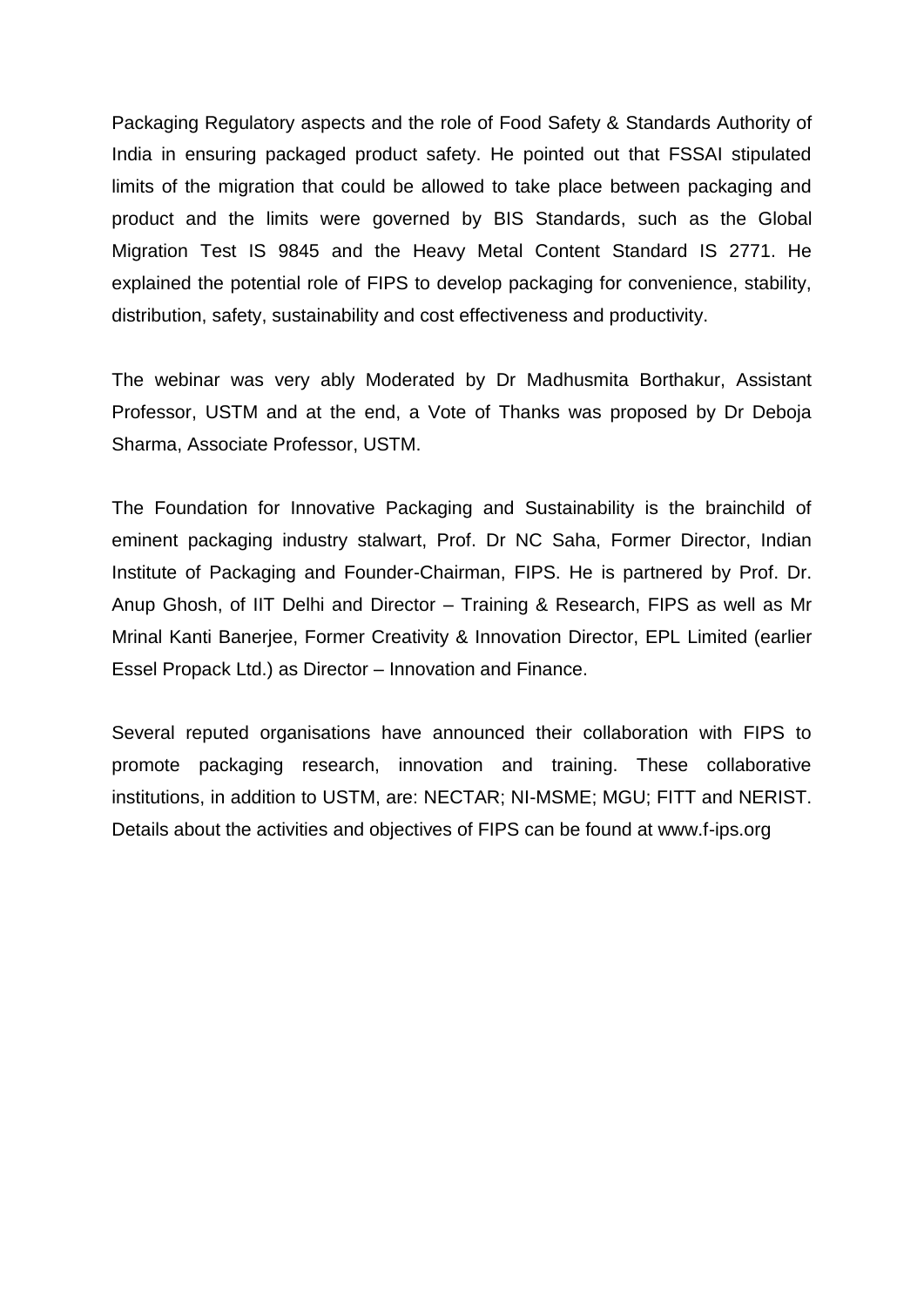Packaging Regulatory aspects and the role of Food Safety & Standards Authority of India in ensuring packaged product safety. He pointed out that FSSAI stipulated limits of the migration that could be allowed to take place between packaging and product and the limits were governed by BIS Standards, such as the Global Migration Test IS 9845 and the Heavy Metal Content Standard IS 2771. He explained the potential role of FIPS to develop packaging for convenience, stability, distribution, safety, sustainability and cost effectiveness and productivity.

The webinar was very ably Moderated by Dr Madhusmita Borthakur, Assistant Professor, USTM and at the end, a Vote of Thanks was proposed by Dr Deboja Sharma, Associate Professor, USTM.

The Foundation for Innovative Packaging and Sustainability is the brainchild of eminent packaging industry stalwart, Prof. Dr NC Saha, Former Director, Indian Institute of Packaging and Founder-Chairman, FIPS. He is partnered by Prof. Dr. Anup Ghosh, of IIT Delhi and Director – Training & Research, FIPS as well as Mr Mrinal Kanti Banerjee, Former Creativity & Innovation Director, EPL Limited (earlier Essel Propack Ltd.) as Director – Innovation and Finance.

Several reputed organisations have announced their collaboration with FIPS to promote packaging research, innovation and training. These collaborative institutions, in addition to USTM, are: NECTAR; NI-MSME; MGU; FITT and NERIST. Details about the activities and objectives of FIPS can be found at www.f-ips.org